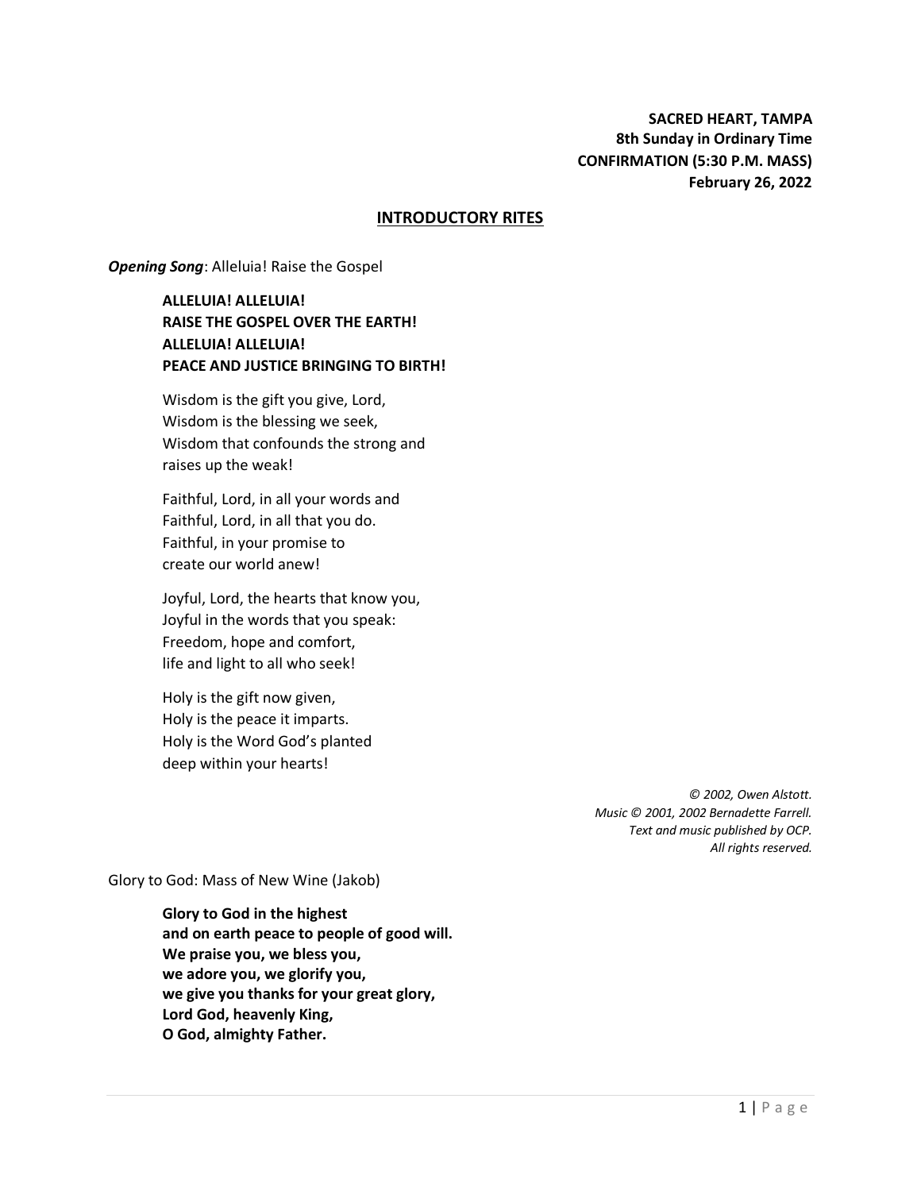**SACRED HEART, TAMPA**
**8th Sunday in Ordinary Time**
**CONFIRMATION (5:30 P.M. MASS)**
**February 26, 2022**

## INTRODUCTORY RITES

***Opening Song***: Alleluia! Raise the Gospel

**ALLELUIA! ALLELUIA!**
**RAISE THE GOSPEL OVER THE EARTH!**
**ALLELUIA! ALLELUIA!**
**PEACE AND JUSTICE BRINGING TO BIRTH!**

Wisdom is the gift you give, Lord,
Wisdom is the blessing we seek,
Wisdom that confounds the strong and
raises up the weak!

Faithful, Lord, in all your words and
Faithful, Lord, in all that you do.
Faithful, in your promise to
create our world anew!

Joyful, Lord, the hearts that know you,
Joyful in the words that you speak:
Freedom, hope and comfort,
life and light to all who seek!

Holy is the gift now given,
Holy is the peace it imparts.
Holy is the Word God's planted
deep within your hearts!

*© 2002, Owen Alstott.*
*Music © 2001, 2002 Bernadette Farrell.*
*Text and music published by OCP.*
*All rights reserved.*

Glory to God: Mass of New Wine (Jakob)

**Glory to God in the highest**
**and on earth peace to people of good will.**
**We praise you, we bless you,**
**we adore you, we glorify you,**
**we give you thanks for your great glory,**
**Lord God, heavenly King,**
**O God, almighty Father.**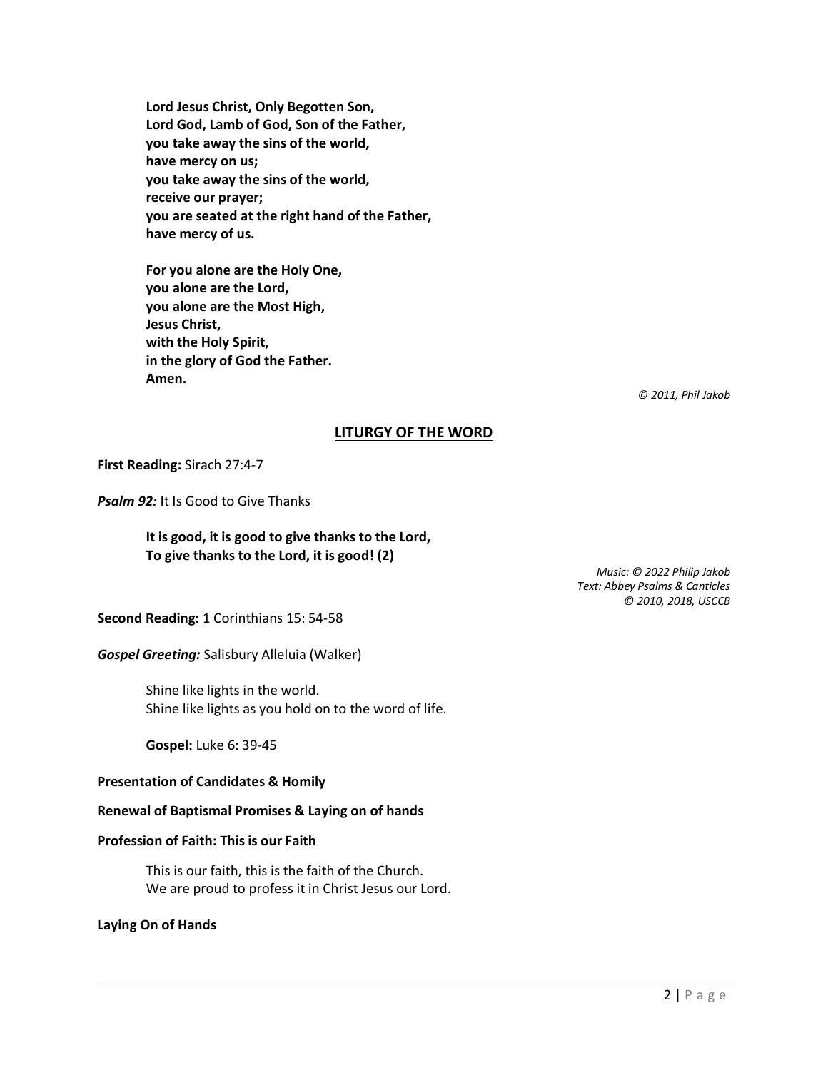**Lord Jesus Christ, Only Begotten Son,**
**Lord God, Lamb of God, Son of the Father,**
**you take away the sins of the world,**
**have mercy on us;**
**you take away the sins of the world,**
**receive our prayer;**
**you are seated at the right hand of the Father,**
**have mercy of us.**

**For you alone are the Holy One,**
**you alone are the Lord,**
**you alone are the Most High,**
**Jesus Christ,**
**with the Holy Spirit,**
**in the glory of God the Father.**
**Amen.**

*© 2011, Phil Jakob*

## LITURGY OF THE WORD

**First Reading:** Sirach 27:4-7

***Psalm 92:*** It Is Good to Give Thanks

**It is good, it is good to give thanks to the Lord,**
**To give thanks to the Lord, it is good! (2)**

*Music: © 2022 Philip Jakob*
*Text: Abbey Psalms & Canticles*
*© 2010, 2018, USCCB*

**Second Reading:** 1 Corinthians 15: 54-58

***Gospel Greeting:*** Salisbury Alleluia (Walker)

Shine like lights in the world.
Shine like lights as you hold on to the word of life.

**Gospel:** Luke 6: 39-45

**Presentation of Candidates & Homily**

**Renewal of Baptismal Promises & Laying on of hands**

**Profession of Faith: This is our Faith**

This is our faith, this is the faith of the Church.
We are proud to profess it in Christ Jesus our Lord.

**Laying On of Hands**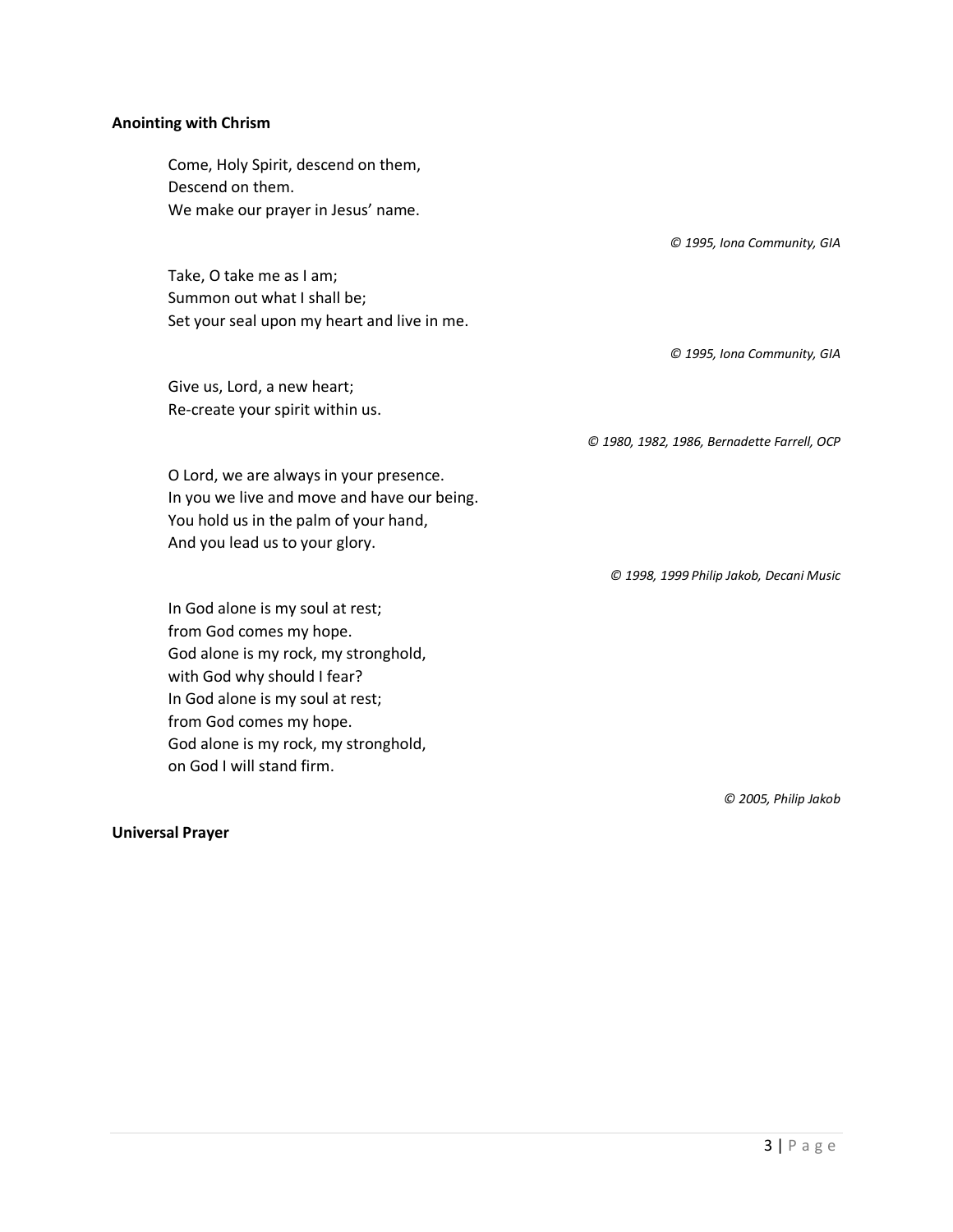**Anointing with Chrism**

Come, Holy Spirit, descend on them,
Descend on them.
We make our prayer in Jesus' name.

*© 1995, Iona Community, GIA*

Take, O take me as I am;
Summon out what I shall be;
Set your seal upon my heart and live in me.

*© 1995, Iona Community, GIA*

Give us, Lord, a new heart;
Re-create your spirit within us.

*© 1980, 1982, 1986, Bernadette Farrell, OCP*

O Lord, we are always in your presence.
In you we live and move and have our being.
You hold us in the palm of your hand,
And you lead us to your glory.

*© 1998, 1999 Philip Jakob, Decani Music*

In God alone is my soul at rest;
from God comes my hope.
God alone is my rock, my stronghold,
with God why should I fear?
In God alone is my soul at rest;
from God comes my hope.
God alone is my rock, my stronghold,
on God I will stand firm.

*© 2005, Philip Jakob*

**Universal Prayer**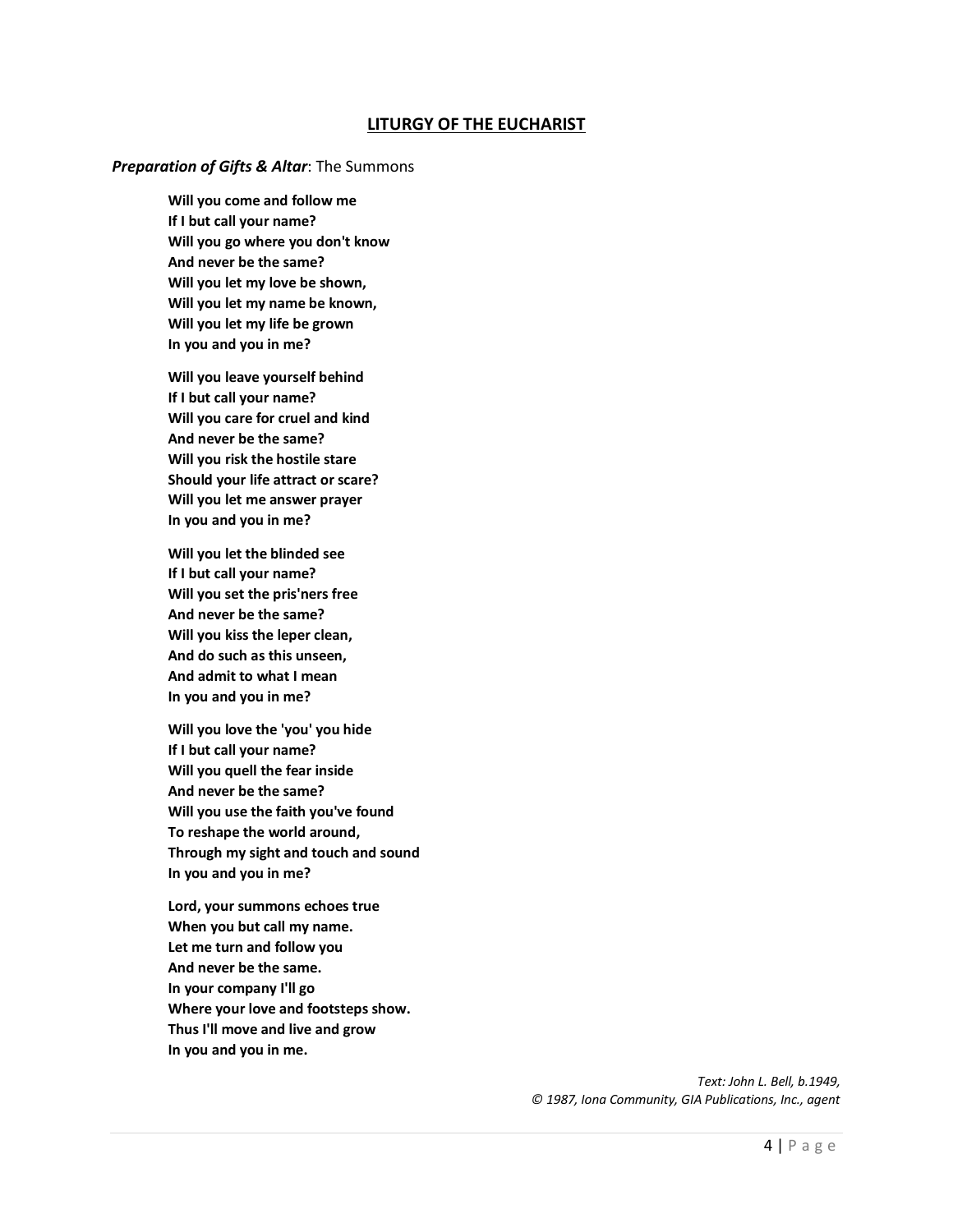## LITURGY OF THE EUCHARIST

***Preparation of Gifts & Altar***: The Summons

**Will you come and follow me**
**If I but call your name?**
**Will you go where you don't know**
**And never be the same?**
**Will you let my love be shown,**
**Will you let my name be known,**
**Will you let my life be grown**
**In you and you in me?**

**Will you leave yourself behind**
**If I but call your name?**
**Will you care for cruel and kind**
**And never be the same?**
**Will you risk the hostile stare**
**Should your life attract or scare?**
**Will you let me answer prayer**
**In you and you in me?**

**Will you let the blinded see**
**If I but call your name?**
**Will you set the pris'ners free**
**And never be the same?**
**Will you kiss the leper clean,**
**And do such as this unseen,**
**And admit to what I mean**
**In you and you in me?**

**Will you love the 'you' you hide**
**If I but call your name?**
**Will you quell the fear inside**
**And never be the same?**
**Will you use the faith you've found**
**To reshape the world around,**
**Through my sight and touch and sound**
**In you and you in me?**

**Lord, your summons echoes true**
**When you but call my name.**
**Let me turn and follow you**
**And never be the same.**
**In your company I'll go**
**Where your love and footsteps show.**
**Thus I'll move and live and grow**
**In you and you in me.**

*Text: John L. Bell, b.1949,*
*© 1987, Iona Community, GIA Publications, Inc., agent*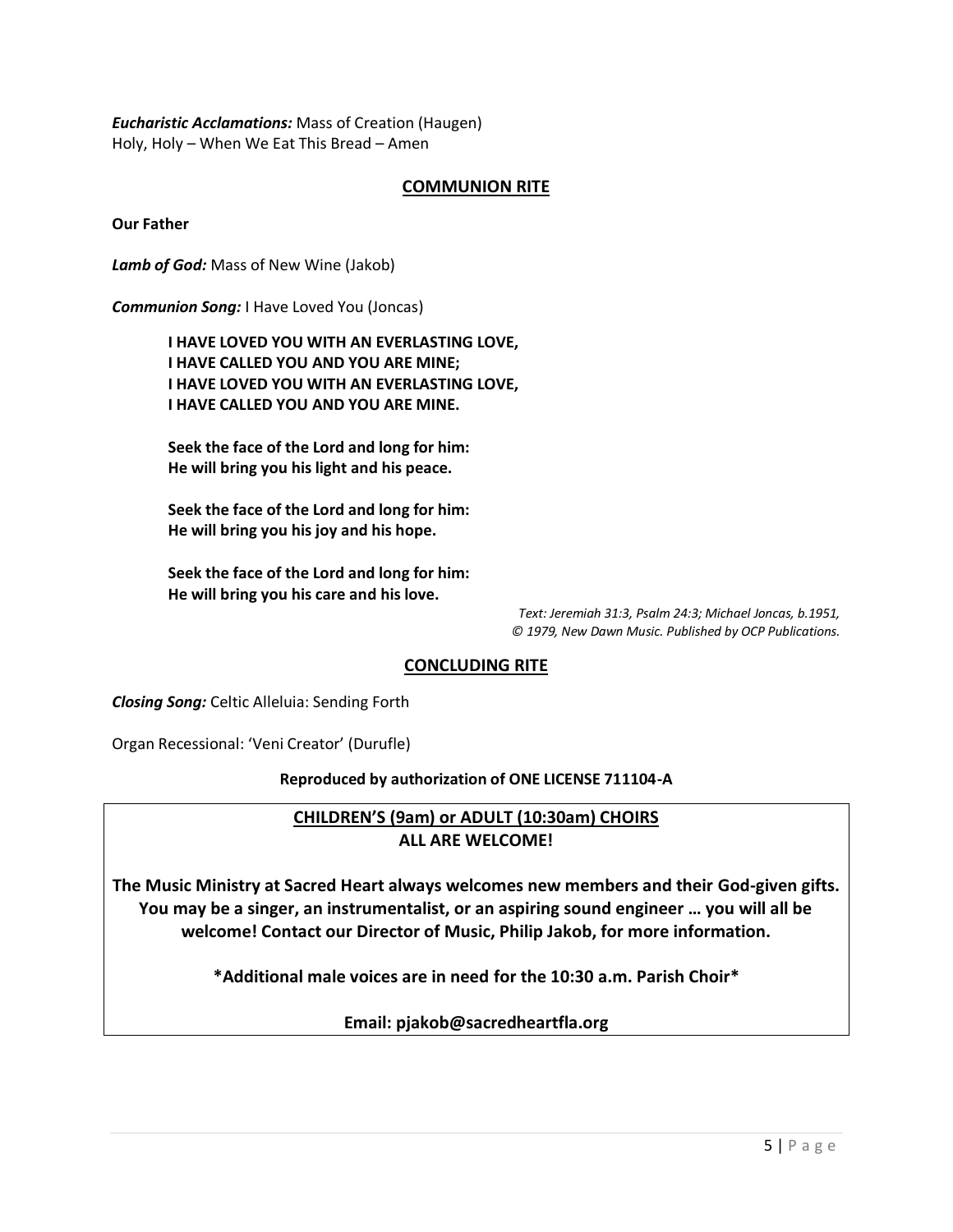***Eucharistic Acclamations:*** Mass of Creation (Haugen)
Holy, Holy – When We Eat This Bread – Amen

## COMMUNION RITE

**Our Father**

***Lamb of God:*** Mass of New Wine (Jakob)

***Communion Song:*** I Have Loved You (Joncas)

> **I HAVE LOVED YOU WITH AN EVERLASTING LOVE,**
> **I HAVE CALLED YOU AND YOU ARE MINE;**
> **I HAVE LOVED YOU WITH AN EVERLASTING LOVE,**
> **I HAVE CALLED YOU AND YOU ARE MINE.**
>
> **Seek the face of the Lord and long for him:**
> **He will bring you his light and his peace.**
>
> **Seek the face of the Lord and long for him:**
> **He will bring you his joy and his hope.**
>
> **Seek the face of the Lord and long for him:**
> **He will bring you his care and his love.**

*Text: Jeremiah 31:3, Psalm 24:3; Michael Joncas, b.1951,*
*© 1979, New Dawn Music. Published by OCP Publications.*

## CONCLUDING RITE

***Closing Song:*** Celtic Alleluia: Sending Forth

Organ Recessional: 'Veni Creator' (Durufle)

**Reproduced by authorization of ONE LICENSE 711104-A**

---

**CHILDREN'S (9am) or ADULT (10:30am) CHOIRS**
**ALL ARE WELCOME!**

**The Music Ministry at Sacred Heart always welcomes new members and their God-given gifts. You may be a singer, an instrumentalist, or an aspiring sound engineer … you will all be welcome! Contact our Director of Music, Philip Jakob, for more information.**

**\*Additional male voices are in need for the 10:30 a.m. Parish Choir\***

**Email: pjakob@sacredheartfla.org**